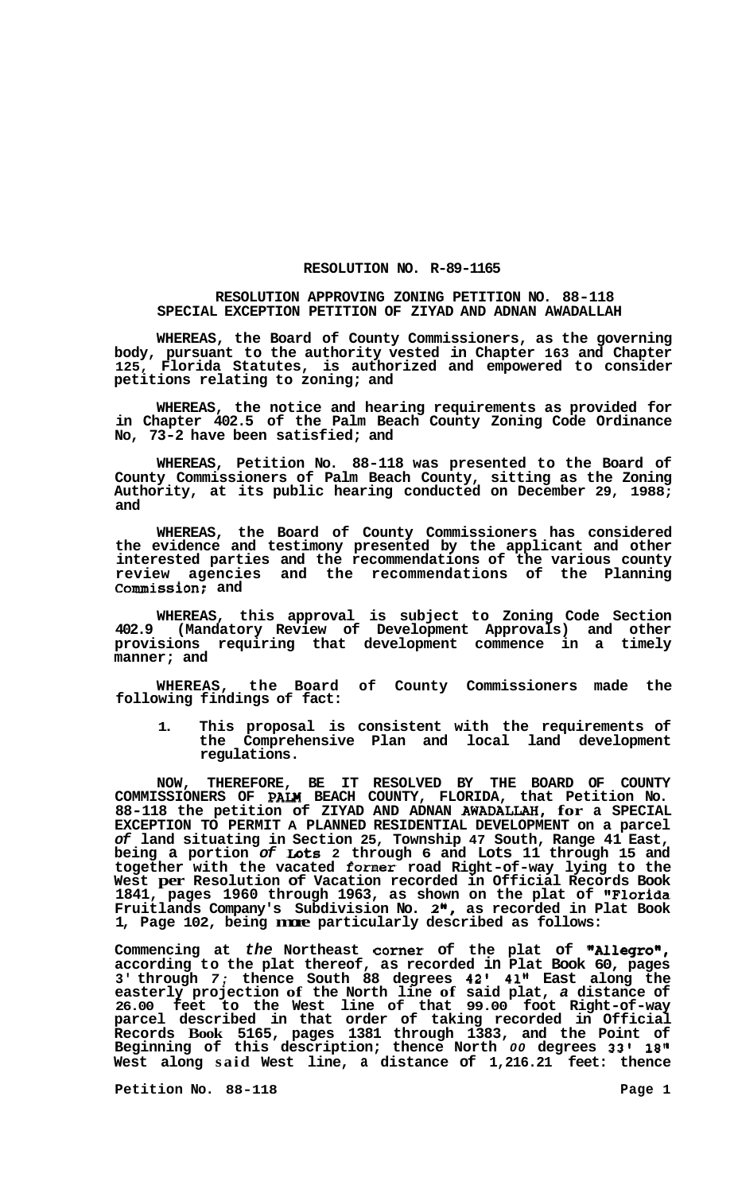# RESOLUTION NO. R-89-1165

## RESOLUTION APPROVING ZONING PETITION NO. 88-118
## SPECIAL EXCEPTION PETITION OF ZIYAD AND ADNAN AWADALLAH

WHEREAS, the Board of County Commissioners, as the governing body, pursuant to the authority vested in Chapter 163 and Chapter 125, Florida Statutes, is authorized and empowered to consider petitions relating to zoning; and

WHEREAS, the notice and hearing requirements as provided for in Chapter 402.5 of the Palm Beach County Zoning Code Ordinance No, 73-2 have been satisfied; and

WHEREAS, Petition No. 88-118 was presented to the Board of County Commissioners of Palm Beach County, sitting as the Zoning Authority, at its public hearing conducted on December 29, 1988; and

WHEREAS, the Board of County Commissioners has considered the evidence and testimony presented by the applicant and other interested parties and the recommendations of the various county review agencies and the recommendations of the Planning Commission; and

WHEREAS, this approval is subject to Zoning Code Section 402.9 (Mandatory Review of Development Approvals) and other provisions requiring that development commence in a timely manner; and

WHEREAS, the Board of County Commissioners made the following findings of fact:

1. This proposal is consistent with the requirements of the Comprehensive Plan and local land development regulations.

NOW, THEREFORE, BE IT RESOLVED BY THE BOARD OF COUNTY COMMISSIONERS OF PALM BEACH COUNTY, FLORIDA, that Petition No. 88-118 the petition of ZIYAD AND ADNAN AWADALLAH, for a SPECIAL EXCEPTION TO PERMIT A PLANNED RESIDENTIAL DEVELOPMENT on a parcel of land situating in Section 25, Township 47 South, Range 41 East, being a portion of Lots 2 through 6 and Lots 11 through 15 and together with the vacated former road Right-of-way lying to the West per Resolution of Vacation recorded in Official Records Book 1841, pages 1960 through 1963, as shown on the plat of "Florida Fruitlands Company's Subdivision No. 2", as recorded in Plat Book 1, Page 102, being more particularly described as follows:

Commencing at the Northeast corner of the plat of "Allegro", according to the plat thereof, as recorded in Plat Book 60, pages 3' through 7; thence South 88 degrees 42' 41" East along the easterly projection of the North line of said plat, a distance of 26.00 feet to the West line of that 99.00 foot Right-of-way parcel described in that order of taking recorded in Official Records Book 5165, pages 1381 through 1383, and the Point of Beginning of this description; thence North 00 degrees 33' 18" West along said West line, a distance of 1,216.21 feet: thence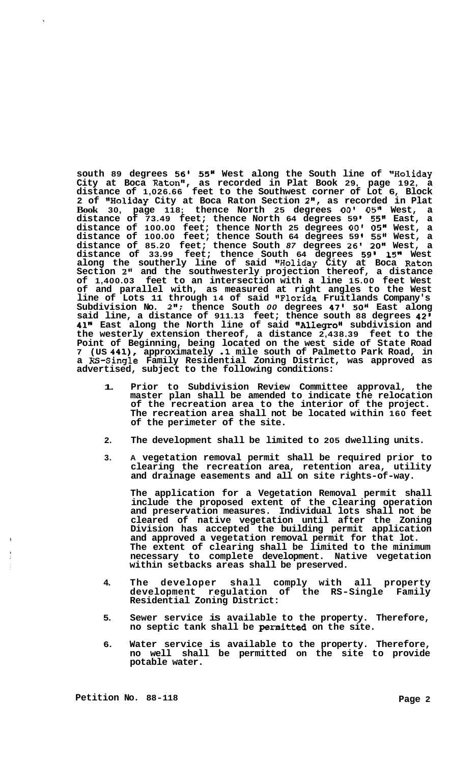south 89 degrees 56' 55" West along the South line of "Holiday City at Boca Raton", as recorded in Plat Book 29, page 192, a distance of 1,026.66 feet to the Southwest corner of Lot 6, Block 2 of "Holiday City at Boca Raton Section 2", as recorded in Plat Book 30, page 118; thence North 25 degrees 00' 05" West, a distance of 73.49 feet; thence North 64 degrees 59' 55" East, a distance of 100.00 feet; thence North 25 degrees 00' 05" West, a distance of 100.00 feet; thence South 64 degrees 59' 55" West, a distance of 85.20 feet; thence South 87 degrees 26' 20" West, a distance of 33.99 feet; thence South 64 degrees 59' 15" West along the southerly line of said "Holiday City at Boca Raton Section 2" and the southwesterly projection thereof, a distance of 1,400.03 feet to an intersection with a line 15.00 feet West of and parallel with, as measured at right angles to the West line of Lots 11 through 14 of said "Florida Fruitlands Company's Subdivision No. 2"; thence South 00 degrees 47' 50" East along said line, a distance of 911.13 feet; thence south 88 degrees 42' 41" East along the North line of said "Allegro" subdivision and the westerly extension thereof, a distance 2,438.39 feet to the Point of Beginning, being located on the west side of State Road 7 (US 441), approximately .1 mile south of Palmetto Park Road, in a RS-Single Family Residential Zoning District, was approved as advertised, subject to the following conditions:

1. Prior to Subdivision Review Committee approval, the master plan shall be amended to indicate the relocation of the recreation area to the interior of the project. The recreation area shall not be located within 160 feet of the perimeter of the site.

2. The development shall be limited to 205 dwelling units.

3. A vegetation removal permit shall be required prior to clearing the recreation area, retention area, utility and drainage easements and all on site rights-of-way.

   The application for a Vegetation Removal permit shall include the proposed extent of the clearing operation and preservation measures. Individual lots shall not be cleared of native vegetation until after the Zoning Division has accepted the building permit application and approved a vegetation removal permit for that lot. The extent of clearing shall be limited to the minimum necessary to complete development. Native vegetation within setbacks areas shall be preserved.

4. The developer shall comply with all property development regulation of the RS-Single Family Residential Zoning District:

5. Sewer service is available to the property. Therefore, no septic tank shall be permitted on the site.

6. Water service is available to the property. Therefore, no well shall be permitted on the site to provide potable water.

Petition No. 88-118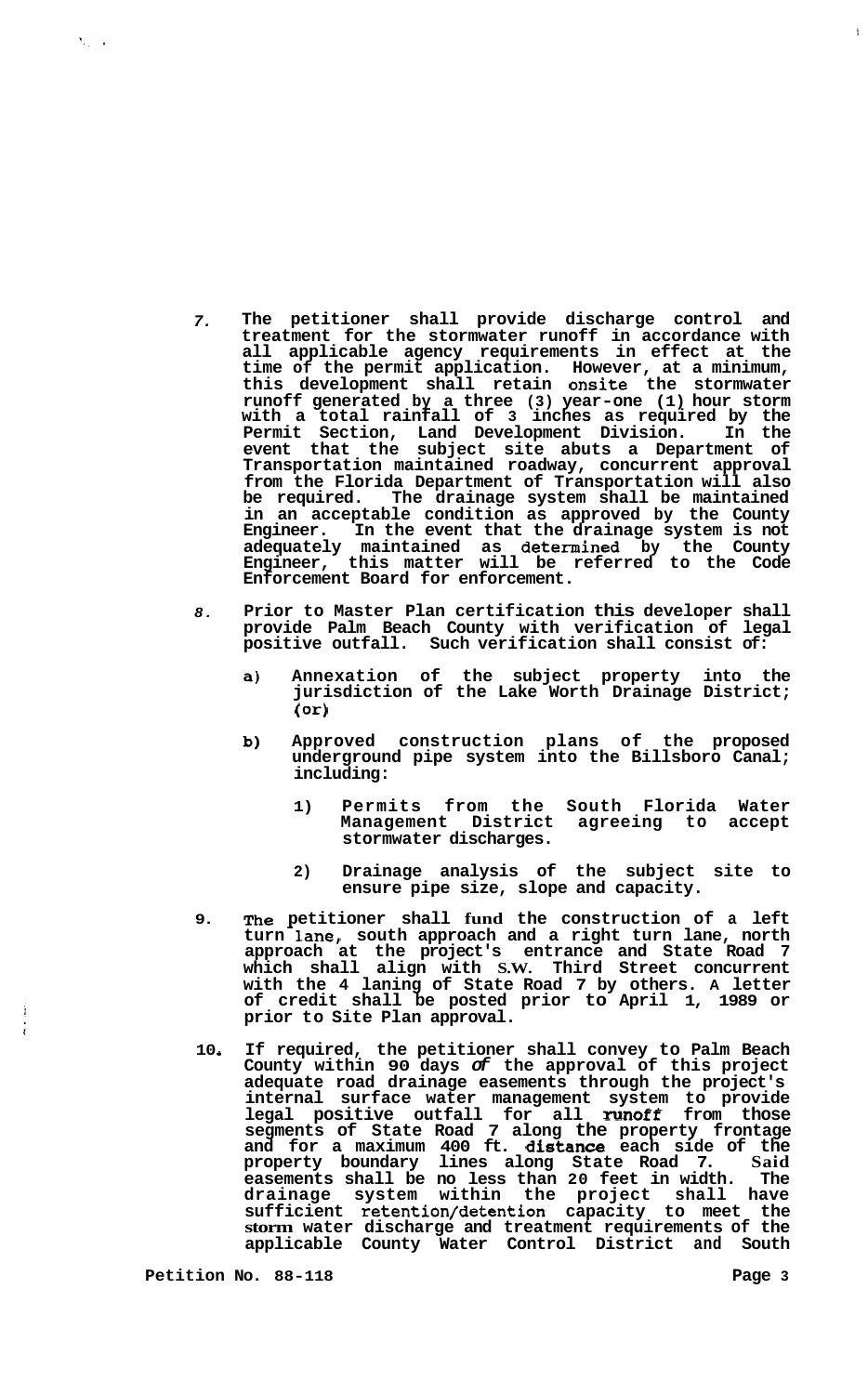7. The petitioner shall provide discharge control and treatment for the stormwater runoff in accordance with all applicable agency requirements in effect at the time of the permit application. However, at a minimum, this development shall retain onsite the stormwater runoff generated by a three (3) year-one (1) hour storm with a total rainfall of 3 inches as required by the Permit Section, Land Development Division. In the event that the subject site abuts a Department of Transportation maintained roadway, concurrent approval from the Florida Department of Transportation will also be required. The drainage system shall be maintained in an acceptable condition as approved by the County Engineer. In the event that the drainage system is not adequately maintained as determined by the County Engineer, this matter will be referred to the Code Enforcement Board for enforcement.

8. Prior to Master Plan certification this developer shall provide Palm Beach County with verification of legal positive outfall. Such verification shall consist of:

   a) Annexation of the subject property into the jurisdiction of the Lake Worth Drainage District; (or)

   b) Approved construction plans of the proposed underground pipe system into the Billsboro Canal; including:

      1) Permits from the South Florida Water Management District agreeing to accept stormwater discharges.

      2) Drainage analysis of the subject site to ensure pipe size, slope and capacity.

9. The petitioner shall fund the construction of a left turn lane, south approach and a right turn lane, north approach at the project's entrance and State Road 7 which shall align with S.W. Third Street concurrent with the 4 laning of State Road 7 by others. A letter of credit shall be posted prior to April 1, 1989 or prior to Site Plan approval.

10. If required, the petitioner shall convey to Palm Beach County within 90 days of the approval of this project adequate road drainage easements through the project's internal surface water management system to provide legal positive outfall for all runoff from those segments of State Road 7 along the property frontage and for a maximum 400 ft. distance each side of the property boundary lines along State Road 7. Said easements shall be no less than 20 feet in width. The drainage system within the project shall have sufficient retention/detention capacity to meet the storm water discharge and treatment requirements of the applicable County Water Control District and South

Petition No. 88-118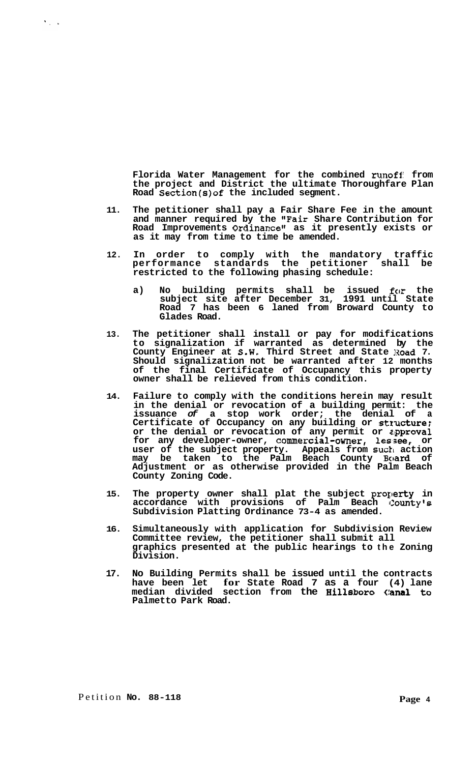**Florida Water Management for the combined runoff from the project and District the ultimate Thoroughfare Plan Road Section(s) of the included segment.**

11. **The petitioner shall pay a Fair Share Fee in the amount and manner required by the "Fair Share Contribution for Road Improvements Ordinance" as it presently exists or as it may from time to time be amended.**

12. **In order to comply with the mandatory traffic performance standards the petitioner shall be restricted to the following phasing schedule:**

    a) **No building permits shall be issued for the subject site after December 31, 1991 until State Road 7 has been 6 laned from Broward County to Glades Road.**

13. **The petitioner shall install or pay for modifications to signalization if warranted as determined by the County Engineer at S.W. Third Street and State Road 7. Should signalization not be warranted after 12 months of the final Certificate of Occupancy this property owner shall be relieved from this condition.**

14. **Failure to comply with the conditions herein may result in the denial or revocation of a building permit: the issuance of a stop work order; the denial of a Certificate of Occupancy on any building or structure; or the denial or revocation of any permit or approval for any developer-owner, commercial-owner, lessee, or user of the subject property. Appeals from such action may be taken to the Palm Beach County Board of Adjustment or as otherwise provided in the Palm Beach County Zoning Code.**

15. **The property owner shall plat the subject property in accordance with provisions of Palm Beach County's Subdivision Platting Ordinance 73-4 as amended.**

16. **Simultaneously with application for Subdivision Review Committee review, the petitioner shall submit all graphics presented at the public hearings to the Zoning Division.**

17. **No Building Permits shall be issued until the contracts have been let for State Road 7 as a four (4) lane median divided section from the Hillsboro Canal to Palmetto Park Road.**

Petition **No. 88-118**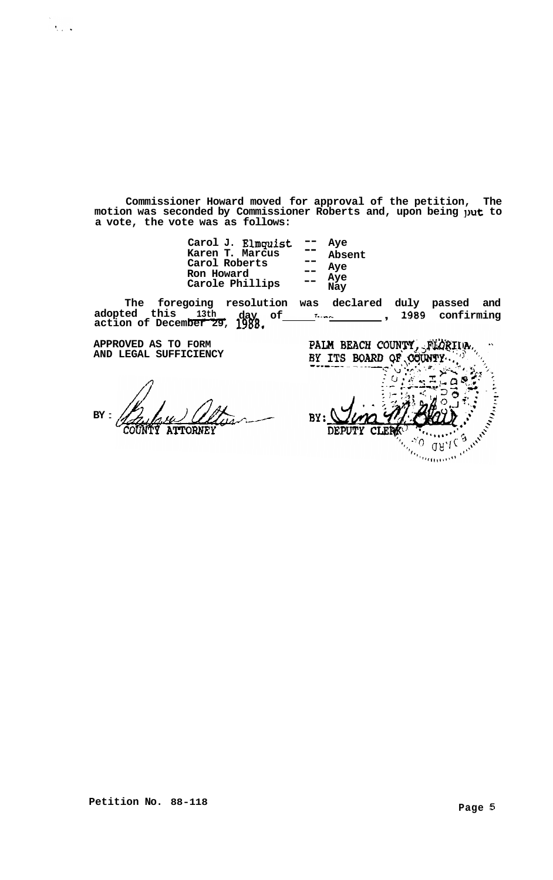Commissioner Howard moved for approval of the petition, The motion was seconded by Commissioner Roberts and, upon being put to a vote, the vote was as follows:

| | | |
|---|---|---|
| Carol J. Elmquist | -- | Aye |
| Karen T. Marcus | -- | Absent |
| Carol Roberts | -- | Aye |
| Ron Howard | -- | Aye |
| Carole Phillips | -- | Nay |

The foregoing resolution was declared duly passed and adopted this 13th day of June, 1989 confirming action of December 29, 1988.

APPROVED AS TO FORM AND LEGAL SUFFICIENCY

BY: COUNTY ATTORNEY

PALM BEACH COUNTY, FLORIDA, BY ITS BOARD OF COUNTY COMMISSIONERS

BY: DEPUTY CLERK

Petition No. 88-118